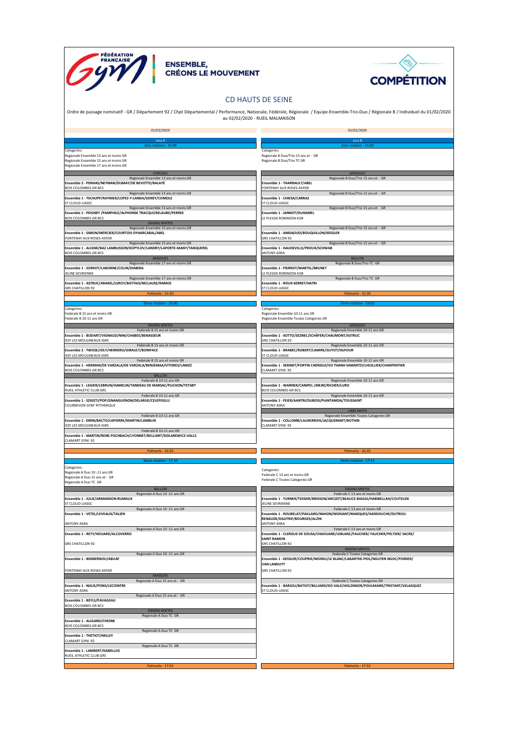FÉDÉRATION FRANÇAISE Gym

ENSEMBLE, CRÉONS LE MOUVEMENT

COMPÉTITION

# CD HAUTS DE SEINE

Ordre de passage nominatif - GR / Département 92 / Chpt Départemental / Performance, Nationale, Fédérale, Régionale / Equipe-Ensemble-Trio-Duo / Régionale B / Individuel du 01/02/2020 au 02/02/2020 - RUEIL MALMAISON

## 01/02/2020 — Jury A

### 1ère rotation - 15:00

Categories:
Regionale Ensemble 13 ans et moins GR
Regionale Ensemble 15 ans et moins GR
Regionale Ensemble 17 ans et moins GR

**CERCEAU**

Regionale Ensemble 13 ans et moins GR
**Ensemble 2 - PENHAS/NEYMAN/DUMAY/DE BEVOTTE/BALAYE**
BOIS COLOMBES-GR BCS

Regionale Ensemble 13 ans et moins GR
**Ensemble 1 - TSCHUPP/RAYNIER/LOPEZ-Y-LANDA/GENEY/COMOLE**
ST CLOUD-UASSC

Regionale Ensemble 13 ans et moins GR
**Ensemble 1 - PEIGNEY /PAMPHILE/ALPHONSE TRACQUI/BELAUBE/PERREE**
BOIS COLOMBES-GR BCS

**ENGINS MIXTES**

Regionale Ensemble 15 ans et moins GR
**Ensemble 1 - SIMON/MERCIER/COURTOIS OYHARCABAL/ABEL**
FONTENAY AUX ROSES-ASFGR

Regionale Ensemble 15 ans et moins GR
**Ensemble 1 - ALIGNE/BAZ LAMBUSSON/KOPYLOV/LANDRY/LAPORTE-MANY/TANQUEREL**
BOIS COLOMBES-GR BCS

**MASSUES**

Regionale Ensemble 17 ans et moins GR
**Ensemble 1 - ZORKOT/LABONNE/COLIN/DIABIRA**
JEUNE SEVRIENNE

Regionale Ensemble 17 ans et moins GR
**Ensemble 1 - ASTRUC/ARAKEL/LEROY/BATTAIS/NICLAUSE/RAMOS**
GRS CHATILLON 92

Palmarès - 15:30

### 2ème rotation - 16:00

Categories:
Federale B 15 ans et moins GR
Federale B 10-11 ans GR

**ENGINS MIXTES**

Federale B 15 ans et moins GR
**Ensemble 1 - BODART/VIGNAUD/NINI/CHABEE/BENASSEUR**
ISSY LES MOULINEAUX-IGRS

Federale B 15 ans et moins GR
**Ensemble 2 - TWOSE/JOLY/HERRERO/GIRAULT/BONIFACE**
ISSY LES MOULINEAUX-IGRS

Federale B 15 ans et moins GR
**Ensemble 1 - HERMAN/DE VARZALA/DE VARZALA/BENJEMAA/VITORES/LANIEZ**
BOIS COLOMBES-GR BCS

**BALLON**

Federale B 10-11 ans GR
**Ensemble 1 - LEGIER/LEBRUN/HAMELIN/TANDEAU DE MARSAC/PLICHON/TETART**
RUEIL ATHLETIC CLUB GRS

Federale B 10-11 ans GR
**Ensemble 1 - SZIGETI/POP/GNANGUENON/DELARUE/CELEPOGLU**
COURBEVOIE GYM' RYTHMIQUE

Federale B 10-11 ans GR
**Ensemble 1 - EMIN/BACTO/LAPIERRE/MARTIN/LAMBLIN**
ISSY LES MOULINEAUX-IGRS

Federale B 10-11 ans GR
**Ensemble 1 - MARTIN/RENE-FISCHBACH/LYONNET/BELLIART/SIDLAREWICZ-VALLS**
CLAMART GYM. 92

Palmarès - 16:35

### 3ème rotation - 17:10

Categories:
Regionale A Duo 10 -11 ans GR
Regionale A Duo 15 ans et - GR
Regionale A Duo TC GR

**BALLON**

Regionale A Duo 10 -11 ans GR
**Ensemble 1 - JULIE/ARMANDON-RUMAUX**
ST CLOUD-UASSC

Regionale A Duo 10 -11 ans GR
**Ensemble 1 - VETEL/LEVEAUX/TALIEN**
ANTONY-ASRA

Regionale A Duo 10 -11 ans GR
**Ensemble 1 - RETY/HOUARD/ALCOVERRO**
GRS CHATILLON 92

Regionale A Duo 10 -11 ans GR
**Ensemble 1 - BENBERNOU/ABUAF**
FONTENAY AUX ROSES-ASFGR

**MASSUES**

Regionale A Duo 15 ans et - GR
**Ensemble 1 - NJILIE/PONS/LECOINTRE**
ANTONY-ASRA

Regionale A Duo 15 ans et - GR
**Ensemble 1 - BEYLS/PAVAGEAU**
BOIS COLOMBES-GR BCS

**ENGINS MIXTES**

Regionale A Duo TC GR
**Ensemble 1 - ALIGAND/CHESNE**
BOIS COLOMBES-GR BCS

Regionale A Duo TC GR
**Ensemble 1 - THETIOT/MILLEY**
CLAMART GYM. 92

Regionale A Duo TC GR
**Ensemble 1 - LAMBERT/KANELLOS**
RUEIL ATHLETIC CLUB GRS

Palmarès - 17:55

## 01/02/2020 — Jury B

### 1ère rotation - 15:02

Categories:
Regionale B Duo/Trio 15 ans et - GR
Regionale B Duo/Trio TC GR

**MASSUES**

Regionale B Duo/Trio 15 ans et - GR
**Ensemble 1 - THARRAULT/ABEL**
FONTENAY AUX ROSES-ASFGR

Regionale B Duo/Trio 15 ans et - GR
**Ensemble 1 - CHIESA/CARRAZ**
ST CLOUD-UASSC

Regionale B Duo/Trio 15 ans et - GR
**Ensemble 1 - JANNOT/DUHAMEL**
LE PLESSIS ROBINSON-EGR

Regionale B Duo/Trio 15 ans et - GR
**Ensemble 1 - AMDAOUD/BOUQUILLON/KESSLER**
GRS CHATILLON 92

Regionale B Duo/Trio 15 ans et - GR
**Ensemble 1 - HAUDEVILLE/PROUX/SCHWAB**
ANTONY-ASRA

**BALLON**

Regionale B Duo/Trio TC GR
**Ensemble 1 - PIERROT/MARTEL/BRUNET**
LE PLESSIS ROBINSON-EGR

Regionale B Duo/Trio TC GR
**Ensemble 1 - ROUX-SERRET/HATRI**
ST CLOUD-UASSC

Palmarès - 15:30

### 2ème rotation - 16:02

Categories:
Regionale Ensemble 10-11 ans GR
Regionale Ensemble Toutes Categories GR

**MASSUES**

Regionale Ensemble 10-11 ans GR
**Ensemble 1 - XOTTO/SEZNEC/SCHÄFER/CHAUMONT/ASTRUC**
GRS CHATILLON 92

Regionale Ensemble 10-11 ans GR
**Ensemble 1 - BRABEC/ROBERT/LAMIRE/GUYOT/DUFOUR**
ST CLOUD-UASSC

Regionale Ensemble 10-11 ans GR
**Ensemble 1 - SERINET/FORTIN CHERIGUI/VO THANH SAMARTZI/LHUILLIER/CHARPENTIER**
CLAMART GYM. 92

Regionale Ensemble 10-11 ans GR
**Ensemble 1 - WARNER/CANIPEL /MEJRI/RICHER/LURO**
BOIS COLOMBES-GR BCS

Regionale Ensemble 10-11 ans GR
**Ensemble 1 - FEIER/AANTRI/DUBOIS/PIANTANIDA/TOUSSAINT**
ANTONY-ASRA

**LIBRE MIXTE**

Regionale Ensemble Toutes Categories GR
**Ensemble 1 - COLLOMB/LAUXERROIS/JACQUEMART/BOTHIN**
CLAMART GYM. 92

Palmarès - 16:35

### 3ème rotation - 17:12

Categories:
Federale C 13 ans et moins GR
Federale C Toutes Categories GR

**ENGINS MIXTES**

Federale C 13 ans et moins GR
**Ensemble 1 - TURNER/TESSIER/BRISSON/ARCIZET/BEAUCE-BIAGGI/HABIBELLAH/COUTELEN**
JEUNE SEVRIENNE

Federale C 13 ans et moins GR
**Ensemble 1 - ROUBELAT/PAILLARD/NAHON/MOISANT/MARQUES/HADDOUCHE/DUTROU-RENAUDE/DAUTRIF/BOURGES/ALZIN**
ANTONY-ASRA

Federale C 13 ans et moins GR
**Ensemble 1 - CLERGUE DE SOUSA/CHAOUANE/LEBLANC/FAUCHER/ FAUCHER/PELTIER/ SACRE/ SAINT RAMON**
GRS CHATILLON 92

**ENGINS MIXTES**

Federale C Toutes Categories GR
**Ensemble 1 - KESSLER/COUPRIE/MONSU/LE BLANC/LABARTHE-PIOL/NGUYEN NGOC/POIRIER/ VAN LANDUYT**
GRS CHATILLON 92

Federale C Toutes Categories GR
**Ensemble 1 - BARJOU/BATIOT/BILLIARD/DO-VALE/HOLZINGER/POULMAIRE/TRISTANT/VELASQUEZ**
ST CLOUD-UASSC

Palmarès - 17:55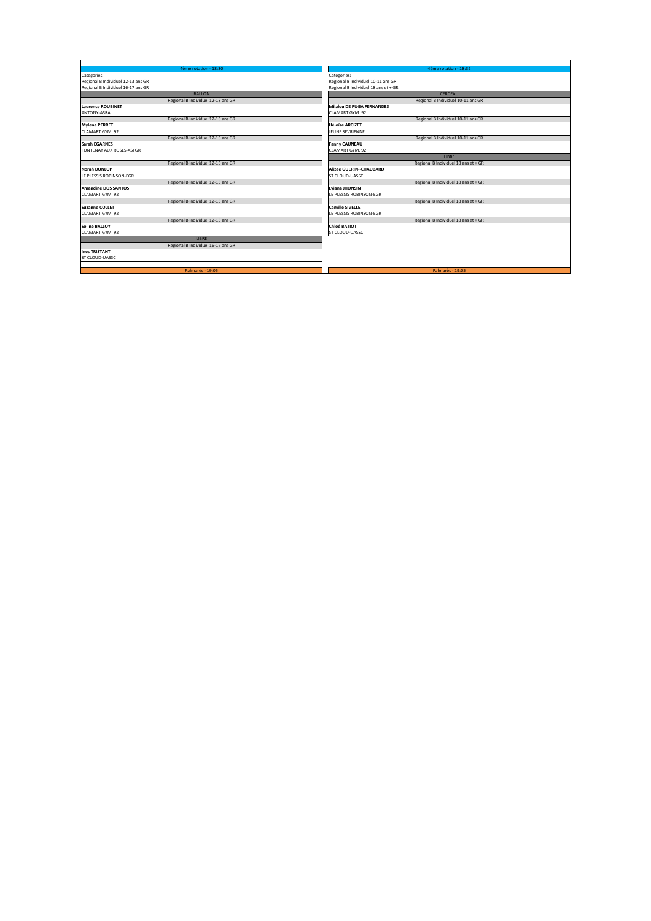## 4ème rotation - 18:30

Categories:
Regional B Individuel 12-13 ans GR
Regional B Individuel 16-17 ans GR

### BALLON

Regional B Individuel 12-13 ans GR
**Laurence ROUBINET**
ANTONY-ASRA

Regional B Individuel 12-13 ans GR
**Mylene PERRET**
CLAMART GYM. 92

Regional B Individuel 12-13 ans GR
**Sarah EGARNES**
FONTENAY AUX ROSES-ASFGR

Regional B Individuel 12-13 ans GR
**Norah DUNLOP**
LE PLESSIS ROBINSON-EGR

Regional B Individuel 12-13 ans GR
**Amandine DOS SANTOS**
CLAMART GYM. 92

Regional B Individuel 12-13 ans GR
**Suzanne COLLET**
CLAMART GYM. 92

Regional B Individuel 12-13 ans GR
**Soline BALLOY**
CLAMART GYM. 92

### LIBRE

Regional B Individuel 16-17 ans GR
**Ines TRISTANT**
ST CLOUD-UASSC

Palmarès - 19:05

## 4ème rotation - 18:32

Categories:
Regional B Individuel 10-11 ans GR
Regional B Individuel 18 ans et + GR

### CERCEAU

Regional B Individuel 10-11 ans GR
**Milalou DE PUGA FERNANDES**
CLAMART GYM. 92

Regional B Individuel 10-11 ans GR
**Héloïse ARCIZET**
JEUNE SEVRIENNE

Regional B Individuel 10-11 ans GR
**Fanny CAUNEAU**
CLAMART GYM. 92

### LIBRE

Regional B Individuel 18 ans et + GR
**Alizee GUERIN--CHAUBARD**
ST CLOUD-UASSC

Regional B Individuel 18 ans et + GR
**Lyiana JHONSIN**
LE PLESSIS ROBINSON-EGR

Regional B Individuel 18 ans et + GR
**Camille SIVELLE**
LE PLESSIS ROBINSON-EGR

Regional B Individuel 18 ans et + GR
**Chloé BATIOT**
ST CLOUD-UASSC

Palmarès - 19:05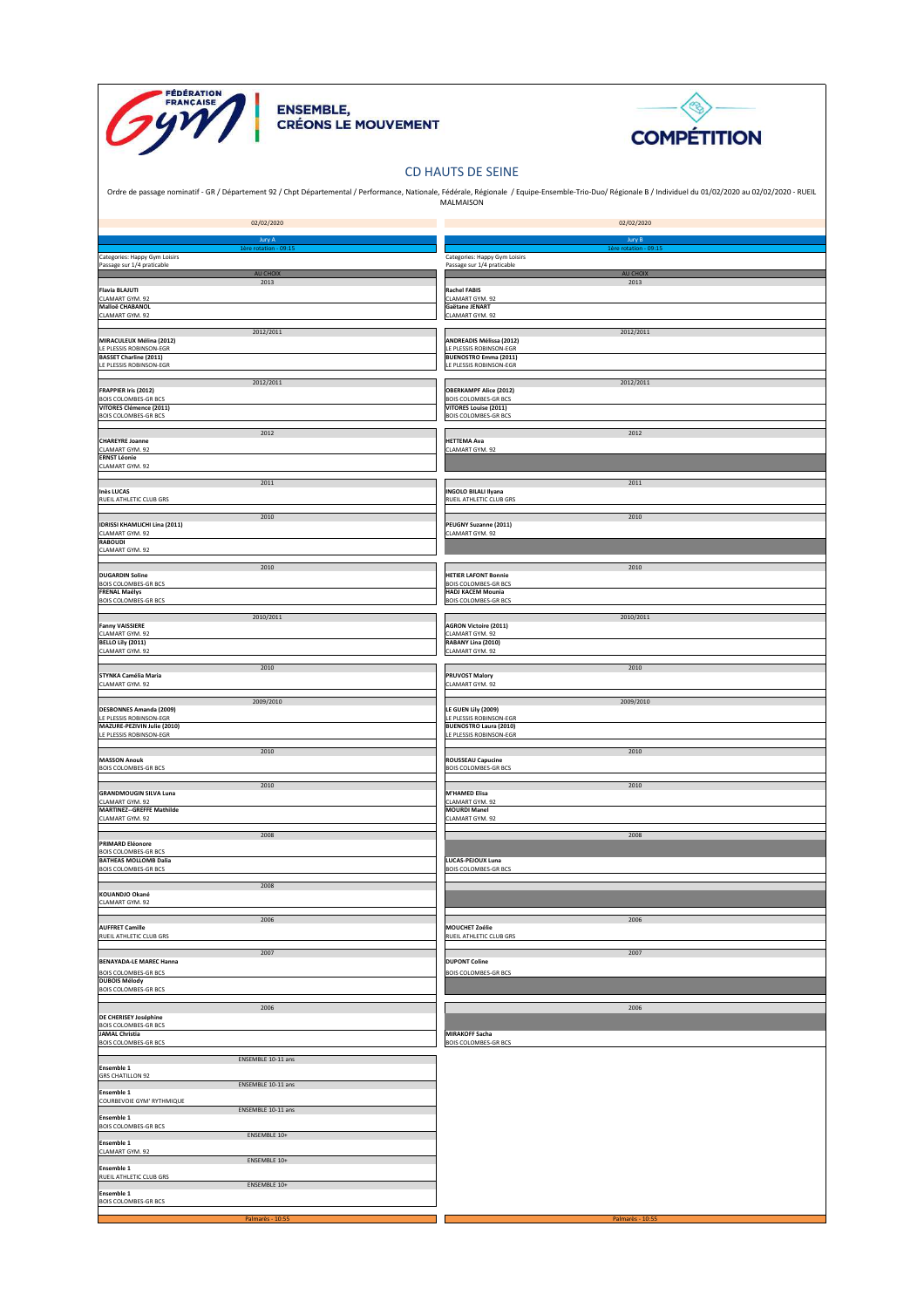ENSEMBLE, CRÉONS LE MOUVEMENT

COMPÉTITION

# CD HAUTS DE SEINE

Ordre de passage nominatif - GR / Département 92 / Chpt Départemental / Performance, Nationale, Fédérale, Régionale / Equipe-Ensemble-Trio-Duo/ Régionale B / Individuel du 01/02/2020 au 02/02/2020 - RUEIL MALMAISON

| 02/02/2020 | 02/02/2020 |
|---|---|
| Jury A | Jury B |
| 1ère rotation - 09:15 | 1ère rotation - 09:15 |
| Categories: Happy Gym Loisirs<br>Passage sur 1/4 praticable | Categories: Happy Gym Loisirs<br>Passage sur 1/4 praticable |
| AU CHOIX | AU CHOIX |
| 2013 | 2013 |
| **Flavia BLAJUTI**<br>CLAMART GYM. 92 | **Rachel FABIS**<br>CLAMART GYM. 92 |
| **Malloë CHABANOL**<br>CLAMART GYM. 92 | **Gaëtane JENART**<br>CLAMART GYM. 92 |
| 2012/2011 | 2012/2011 |
| **MIRACULEUX Mélina (2012)**<br>LE PLESSIS ROBINSON-EGR | **ANDREADIS Mélissa (2012)**<br>LE PLESSIS ROBINSON-EGR |
| **BASSET Charline (2011)**<br>LE PLESSIS ROBINSON-EGR | **BUENOSTRO Emma (2011)**<br>LE PLESSIS ROBINSON-EGR |
| 2012/2011 | 2012/2011 |
| **FRAPPIER Iris (2012)**<br>BOIS COLOMBES-GR BCS | **OBERKAMPF Alice (2012)**<br>BOIS COLOMBES-GR BCS |
| **VITORES Clémence (2011)**<br>BOIS COLOMBES-GR BCS | **VITORES Louise (2011)**<br>BOIS COLOMBES-GR BCS |
| 2012 | 2012 |
| **CHAREYRE Joanne**<br>CLAMART GYM. 92 | **HETTEMA Ava**<br>CLAMART GYM. 92 |
| **ERNST Léonie**<br>CLAMART GYM. 92 | |
| 2011 | 2011 |
| **Inès LUCAS**<br>RUEIL ATHLETIC CLUB GRS | **INGOLO BILALI Ilyana**<br>RUEIL ATHLETIC CLUB GRS |
| 2010 | 2010 |
| **IDRISSI KHAMLICHI Lina (2011)**<br>CLAMART GYM. 92 | **PEUGNY Suzanne (2011)**<br>CLAMART GYM. 92 |
| **RABOUDI**<br>CLAMART GYM. 92 | |
| 2010 | 2010 |
| **DUGARDIN Soline**<br>BOIS COLOMBES-GR BCS | **HETIER LAFONT Bonnie**<br>BOIS COLOMBES-GR BCS |
| **FRENAL Maëlys**<br>BOIS COLOMBES-GR BCS | **HADJ KACEM Mounia**<br>BOIS COLOMBES-GR BCS |
| 2010/2011 | 2010/2011 |
| **Fanny VAISSIERE**<br>CLAMART GYM. 92 | **AGRON Victoire (2011)**<br>CLAMART GYM. 92 |
| **BELLO Lily (2011)**<br>CLAMART GYM. 92 | **RABANY Lina (2010)**<br>CLAMART GYM. 92 |
| 2010 | 2010 |
| **STYNKA Camélia Maria**<br>CLAMART GYM. 92 | **PRUVOST Malory**<br>CLAMART GYM. 92 |
| 2009/2010 | 2009/2010 |
| **DESBONNES Amanda (2009)**<br>LE PLESSIS ROBINSON-EGR | **LE GUEN Lily (2009)**<br>LE PLESSIS ROBINSON-EGR |
| **MAZURE-PEZIVIN Julie (2010)**<br>LE PLESSIS ROBINSON-EGR | **BUENOSTRO Laura (2010)**<br>LE PLESSIS ROBINSON-EGR |
| 2010 | 2010 |
| **MASSON Anouk**<br>BOIS COLOMBES-GR BCS | **ROUSSEAU Capucine**<br>BOIS COLOMBES-GR BCS |
| 2010 | 2010 |
| **GRANDMOUGIN SILVA Luna**<br>CLAMART GYM. 92 | **M'HAMED Elisa**<br>CLAMART GYM. 92 |
| **MARTINEZ--GREFFE Mathilde**<br>CLAMART GYM. 92 | **MOURDI Manel**<br>CLAMART GYM. 92 |
| 2008 | 2008 |
| **PRIMARD Eléonore**<br>BOIS COLOMBES-GR BCS | |
| **BATHEAS MOLLOMB Dalia**<br>BOIS COLOMBES-GR BCS | **LUCAS-PEJOUX Luna**<br>BOIS COLOMBES-GR BCS |
| 2008 | |
| **KOUANDJO Okané**<br>CLAMART GYM. 92 | |
| 2006 | 2006 |
| **AUFFRET Camille**<br>RUEIL ATHLETIC CLUB GRS | **MOUCHET Zoélie**<br>RUEIL ATHLETIC CLUB GRS |
| 2007 | 2007 |
| **BENAYADA-LE MAREC Hanna**<br>BOIS COLOMBES-GR BCS | **DUPONT Coline**<br>BOIS COLOMBES-GR BCS |
| **DUBOIS Mélody**<br>BOIS COLOMBES-GR BCS | |
| 2006 | 2006 |
| **DE CHERISEY Joséphine**<br>BOIS COLOMBES-GR BCS | |
| **JAMAL Christia**<br>BOIS COLOMBES-GR BCS | **MIRAKOFF Sacha**<br>BOIS COLOMBES-GR BCS |
| ENSEMBLE 10-11 ans | |
| **Ensemble 1**<br>GRS CHATILLON 92 | |
| ENSEMBLE 10-11 ans | |
| **Ensemble 1**<br>COURBEVOIE GYM' RYTHMIQUE | |
| ENSEMBLE 10-11 ans | |
| **Ensemble 1**<br>BOIS COLOMBES-GR BCS | |
| ENSEMBLE 10+ | |
| **Ensemble 1**<br>CLAMART GYM. 92 | |
| ENSEMBLE 10+ | |
| **Ensemble 1**<br>RUEIL ATHLETIC CLUB GRS | |
| ENSEMBLE 10+ | |
| **Ensemble 1**<br>BOIS COLOMBES-GR BCS | |
| Palmarès - 10:55 | Palmarès - 10:55 |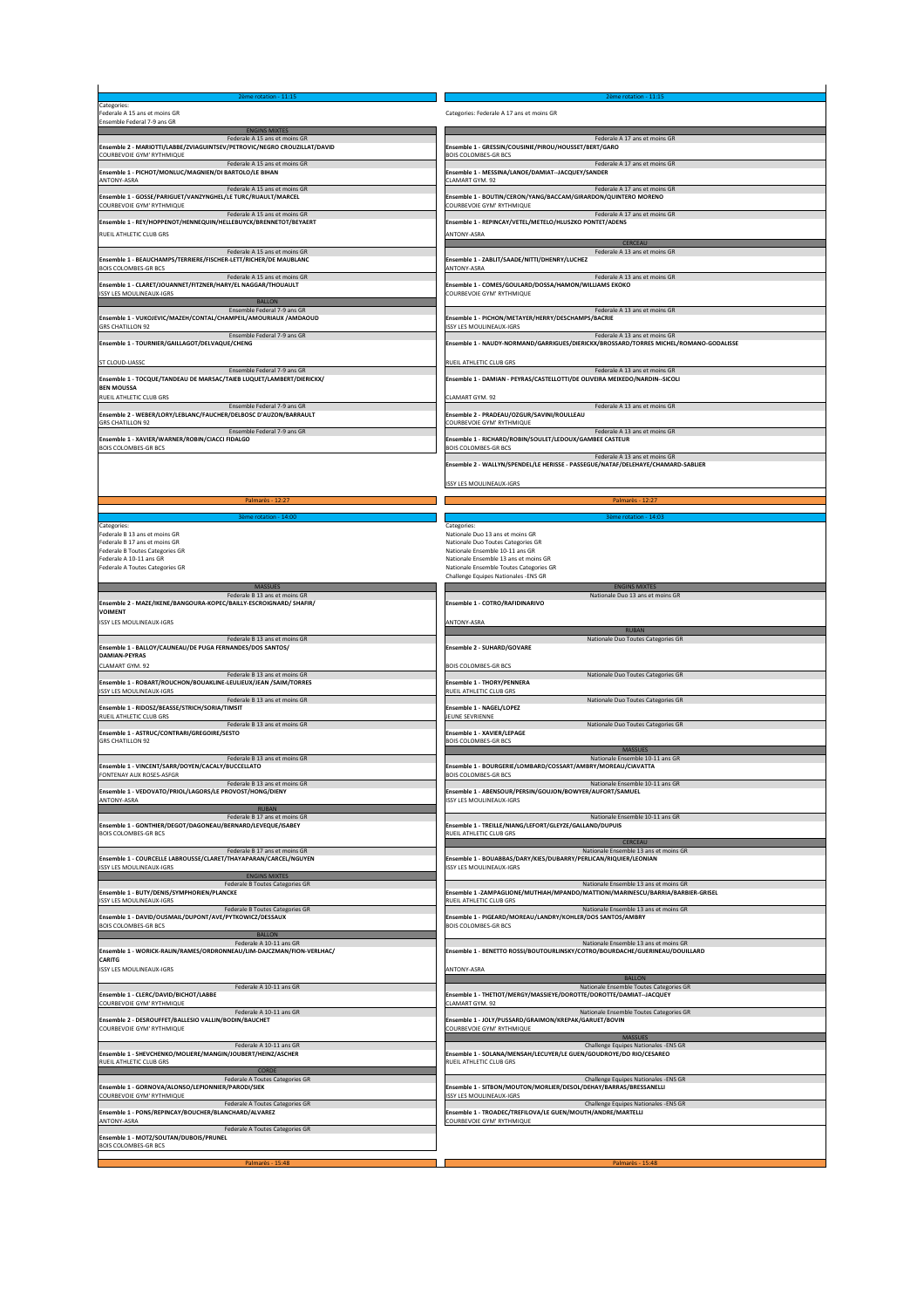## 2ème rotation - 11:15

Categories:
Federale A 15 ans et moins GR
Ensemble Federal 7-9 ans GR

### ENGINS MIXTES

Federale A 15 ans et moins GR
**Ensemble 2 - MARIOTTI/LABBE/ZVIAGUINTSEV/PETROVIC/NEGRO CROUZILLAT/DAVID**
COURBEVOIE GYM' RYTHMIQUE

Federale A 15 ans et moins GR
**Ensemble 1 - PICHOT/MONLUC/MAGNIEN/DI BARTOLO/LE BIHAN**
ANTONY-ASRA

Federale A 15 ans et moins GR
**Ensemble 1 - GOSSE/PARIGUET/VANZYNGHEL/LE TURC/RUAULT/MARCEL**
COURBEVOIE GYM' RYTHMIQUE

Federale A 15 ans et moins GR
**Ensemble 1 - REY/HOPPENOT/HENNEQUIN/HELLEBUYCK/BRENNETOT/BEYAERT**
RUEIL ATHLETIC CLUB GRS

Federale A 15 ans et moins GR
**Ensemble 1 - BEAUCHAMPS/TERRIERE/FISCHER-LETT/RICHER/DE MAUBLANC**
BOIS COLOMBES-GR BCS

Federale A 15 ans et moins GR
**Ensemble 1 - CLARET/JOUANNET/FITZNER/HARY/EL NAGGAR/THOUAULT**
ISSY LES MOULINEAUX-IGRS

### BALLON

Ensemble Federal 7-9 ans GR
**Ensemble 1 - VUKOJEVIC/MAZEH/CONTAL/CHAMPEIL/AMOURIAUX /AMDAOUD**
GRS CHATILLON 92

Ensemble Federal 7-9 ans GR
**Ensemble 1 - TOURNIER/GAILLAGOT/DELVAQUE/CHENG**
ST CLOUD-UASSC

Ensemble Federal 7-9 ans GR
**Ensemble 1 - TOCQUE/TANDEAU DE MARSAC/TAIEB LUQUET/LAMBERT/DIERICKX/ BEN MOUSSA**
RUEIL ATHLETIC CLUB GRS

Ensemble Federal 7-9 ans GR
**Ensemble 2 - WEBER/LORY/LEBLANC/FAUCHER/DELBOSC D'AUZON/BARRAULT**
GRS CHATILLON 92

Ensemble Federal 7-9 ans GR
**Ensemble 1 - XAVIER/WARNER/ROBIN/CIACCI FIDALGO**
BOIS COLOMBES-GR BCS

## 2ème rotation - 11:15

Categories: Federale A 17 ans et moins GR

Federale A 17 ans et moins GR
**Ensemble 1 - GRESSIN/COUSINIE/PIROU/HOUSSET/BERT/GARO**
BOIS COLOMBES-GR BCS

Federale A 17 ans et moins GR
**Ensemble 1 - MESSINA/LANOE/DAMIAT--JACQUEY/SANDER**
CLAMART GYM. 92

Federale A 17 ans et moins GR
**Ensemble 1 - BOUTIN/CERON/YANG/BACCAM/GIRARDON/QUINTERO MORENO**
COURBEVOIE GYM' RYTHMIQUE

Federale A 17 ans et moins GR
**Ensemble 1 - REPINCAY/VETEL/METELO/HLUSZKO PONTET/ADENS**
ANTONY-ASRA

### CERCEAU

Federale A 13 ans et moins GR
**Ensemble 1 - ZABLIT/SAADE/NITTI/DHENRY/LUCHEZ**
ANTONY-ASRA

Federale A 13 ans et moins GR
**Ensemble 1 - COMES/GOULARD/DOSSA/HAMON/WILLIAMS EKOKO**
COURBEVOIE GYM' RYTHMIQUE

Federale A 13 ans et moins GR
**Ensemble 1 - PICHON/METAYER/HERRY/DESCHAMPS/BACRIE**
ISSY LES MOULINEAUX-IGRS

Federale A 13 ans et moins GR
**Ensemble 1 - NAUDY-NORMAND/GARRIGUES/DIERICKX/BROSSARD/TORRES MICHEL/ROMANO-GODALISSE**
RUEIL ATHLETIC CLUB GRS

Federale A 13 ans et moins GR
**Ensemble 1 - DAMIAN - PEYRAS/CASTELLOTTI/DE OLIVEIRA MEIXEDO/NARDIN--SICOLI**
CLAMART GYM. 92

Federale A 13 ans et moins GR
**Ensemble 2 - PRADEAU/OZGUR/SAVINI/ROULLEAU**
COURBEVOIE GYM' RYTHMIQUE

Federale A 13 ans et moins GR
**Ensemble 1 - RICHARD/ROBIN/SOULET/LEDOUX/GAMBEE CASTEUR**
BOIS COLOMBES-GR BCS

Federale A 13 ans et moins GR
**Ensemble 2 - WALLYN/SPENDEL/LE HERISSE - PASSEGUE/NATAF/DELEHAYE/CHAMARD-SABLIER**
ISSY LES MOULINEAUX-IGRS

## Palmarès - 12:27

## 3ème rotation - 14:00

Categories:
Federale B 13 ans et moins GR
Federale B 17 ans et moins GR
Federale B Toutes Categories GR
Federale A 10-11 ans GR
Federale A Toutes Categories GR

### MASSUES

Federale B 13 ans et moins GR
**Ensemble 2 - MAZE/IKENE/BANGOURA-KOPEC/BAILLY-ESCROIGNARD/ SHAFIR/ VOIMENT**
ISSY LES MOULINEAUX-IGRS

Federale B 13 ans et moins GR
**Ensemble 1 - BALLOY/CAUNEAU/DE PUGA FERNANDES/DOS SANTOS/ DAMIAN-PEYRAS**
CLAMART GYM. 92

Federale B 13 ans et moins GR
**Ensemble 1 - ROBART/ROUCHON/BOUAKLINE-LEULIEUX/JEAN /SAIM/TORRES**
ISSY LES MOULINEAUX-IGRS

Federale B 13 ans et moins GR
**Ensemble 1 - RIDOSZ/BEASSE/STRICH/SORIA/TIMSIT**
RUEIL ATHLETIC CLUB GRS

Federale B 13 ans et moins GR
**Ensemble 1 - ASTRUC/CONTRARI/GREGOIRE/SESTO**
GRS CHATILLON 92

Federale B 13 ans et moins GR
**Ensemble 1 - VINCENT/SARR/DOYEN/CACALY/BUCCELLATO**
FONTENAY AUX ROSES-ASFGR

Federale B 13 ans et moins GR
**Ensemble 1 - VEDOVATO/PRIOL/LAGORS/LE PROVOST/HONG/DIENY**
ANTONY-ASRA

### RUBAN

Federale B 17 ans et moins GR
**Ensemble 1 - GONTHIER/DEGOT/DAGONEAU/BERNARD/LEVEQUE/ISABEY**
BOIS COLOMBES-GR BCS

Federale B 17 ans et moins GR
**Ensemble 1 - COURCELLE LABROUSSE/CLARET/THAYAPARAN/CARCEL/NGUYEN**
ISSY LES MOULINEAUX-IGRS

### ENGINS MIXTES

Federale B Toutes Categories GR
**Ensemble 1 - BUTY/DENIS/SYMPHORIEN/PLANCKE**
ISSY LES MOULINEAUX-IGRS

Federale B Toutes Categories GR
**Ensemble 1 - DAVID/OUSMAIL/DUPONT/AVE/PYTKOWICZ/DESSAUX**
BOIS COLOMBES-GR BCS

### BALLON

Federale A 10-11 ans GR
**Ensemble 1 - WORICK-RALIN/RAMES/ORDRONNEAU/LIM-DAJCZMAN/FION-VERLHAC/ CARITG**
ISSY LES MOULINEAUX-IGRS

Federale A 10-11 ans GR
**Ensemble 1 - CLERC/DAVID/BICHOT/LABBE**
COURBEVOIE GYM' RYTHMIQUE

Federale A 10-11 ans GR
**Ensemble 2 - DESROUFFET/BALLESIO VALLIN/BODIN/BAUCHET**
COURBEVOIE GYM' RYTHMIQUE

Federale A 10-11 ans GR
**Ensemble 1 - SHEVCHENKO/MOLIERE/MANGIN/JOUBERT/HEINZ/ASCHER**
RUEIL ATHLETIC CLUB GRS

### CORDE

Federale A Toutes Categories GR
**Ensemble 1 - GORNOVA/ALONSO/LEPIONNIER/PARODI/SIEK**
COURBEVOIE GYM' RYTHMIQUE

Federale A Toutes Categories GR
**Ensemble 1 - PONS/REPINCAY/BOUCHER/BLANCHARD/ALVAREZ**
ANTONY-ASRA

Federale A Toutes Categories GR
**Ensemble 1 - MOTZ/SOUTAN/DUBOIS/PRUNEL**
BOIS COLOMBES-GR BCS

## 3ème rotation - 14:03

Categories:
Nationale Duo 13 ans et moins GR
Nationale Duo Toutes Categories GR
Nationale Ensemble 10-11 ans GR
Nationale Ensemble 13 ans et moins GR
Nationale Ensemble Toutes Categories GR
Challenge Equipes Nationales -ENS GR

### ENGINS MIXTES

Nationale Duo 13 ans et moins GR
**Ensemble 1 - COTRO/RAFIDINARIVO**
ANTONY-ASRA

### RUBAN

Nationale Duo Toutes Categories GR
**Ensemble 2 - SUHARD/GOVARE**
BOIS COLOMBES-GR BCS

Nationale Duo Toutes Categories GR
**Ensemble 1 - THORY/PENNERA**
RUEIL ATHLETIC CLUB GRS

Nationale Duo Toutes Categories GR
**Ensemble 1 - NAGEL/LOPEZ**
JEUNE SEVRIENNE

Nationale Duo Toutes Categories GR
**Ensemble 1 - XAVIER/LEPAGE**
BOIS COLOMBES-GR BCS

### MASSUES

Nationale Ensemble 10-11 ans GR
**Ensemble 1 - BOURGERIE/LOMBARD/COSSART/AMBRY/MOREAU/CIAVATTA**
BOIS COLOMBES-GR BCS

Nationale Ensemble 10-11 ans GR
**Ensemble 1 - ABENSOUR/PERSIN/GOUJON/BOWYER/AUFORT/SAMUEL**
ISSY LES MOULINEAUX-IGRS

Nationale Ensemble 10-11 ans GR
**Ensemble 1 - TREILLE/NIANG/LEFORT/GLEYZE/GALLAND/DUPUIS**
RUEIL ATHLETIC CLUB GRS

### CERCEAU

Nationale Ensemble 13 ans et moins GR
**Ensemble 1 - BOUABBAS/DARY/KIES/DUBARRY/PERLICAN/RIQUIER/LEONIAN**
ISSY LES MOULINEAUX-IGRS

Nationale Ensemble 13 ans et moins GR
**Ensemble 1 -ZAMPAGLIONE/MUTHIAH/MPANDO/MATTIONI/MARINESCU/BARRIA/BARBIER-GRISEL**
RUEIL ATHLETIC CLUB GRS

Nationale Ensemble 13 ans et moins GR
**Ensemble 1 - PIGEARD/MOREAU/LANDRY/KOHLER/DOS SANTOS/AMBRY**
BOIS COLOMBES-GR BCS

Nationale Ensemble 13 ans et moins GR
**Ensemble 1 - BENETTO ROSSI/BOUTOURLINSKY/COTRO/BOURDACHE/GUERINEAU/DOUILLARD**
ANTONY-ASRA

### BALLON

Nationale Ensemble Toutes Categories GR
**Ensemble 1 - THETIOT/MERGY/MASSIEYE/DOROTTE/DOROTTE/DAMIAT--JACQUEY**
CLAMART GYM. 92

Nationale Ensemble Toutes Categories GR
**Ensemble 1 - JOLY/PUSSARD/GRAIMON/KREPAK/GARUET/BOVIN**
COURBEVOIE GYM' RYTHMIQUE

### MASSUES

Challenge Equipes Nationales -ENS GR
**Ensemble 1 - SOLANA/MENSAH/LECUYER/LE GUEN/GOUDROYE/DO RIO/CESAREO**
RUEIL ATHLETIC CLUB GRS

Challenge Equipes Nationales -ENS GR
**Ensemble 1 - SITBON/MOUTON/MORLIER/DESOL/DEHAY/BARRAS/BRESSANELLI**
ISSY LES MOULINEAUX-IGRS

Challenge Equipes Nationales -ENS GR
**Ensemble 1 - TROADEC/TREFILOVA/LE GUEN/MOUTH/ANDRE/MARTELLI**
COURBEVOIE GYM' RYTHMIQUE

## Palmarès - 15:48